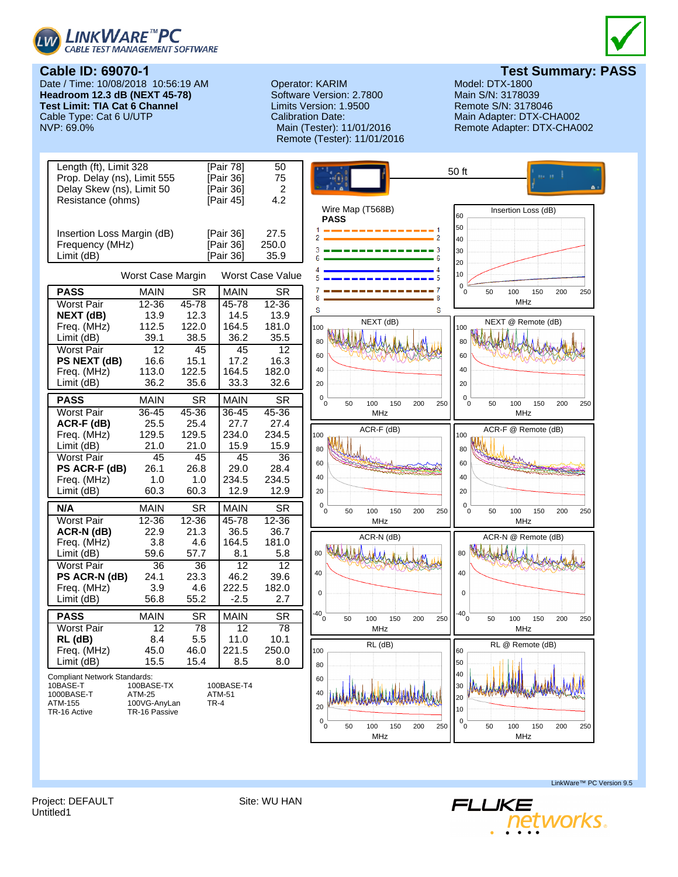# LinkWare™ PC
CABLE TEST MANAGEMENT SOFTWARE

## Cable ID: 69070-1

## Test Summary: PASS

Date / Time: 10/08/2018 10:56:19 AM
**Headroom 12.3 dB (NEXT 45-78)**
**Test Limit: TIA Cat 6 Channel**
Cable Type: Cat 6 U/UTP
NVP: 69.0%

Operator: KARIM
Software Version: 2.7800
Limits Version: 1.9500
Calibration Date:
Main (Tester): 11/01/2016
Remote (Tester): 11/01/2016

Model: DTX-1800
Main S/N: 3178039
Remote S/N: 3178046
Main Adapter: DTX-CHA002
Remote Adapter: DTX-CHA002

| | | |
|---|---|---|
| Length (ft), Limit 328 | [Pair 78] | 50 |
| Prop. Delay (ns), Limit 555 | [Pair 36] | 75 |
| Delay Skew (ns), Limit 50 | [Pair 36] | 2 |
| Resistance (ohms) | [Pair 45] | 4.2 |
| Insertion Loss Margin (dB) | [Pair 36] | 27.5 |
| Frequency (MHz) | [Pair 36] | 250.0 |
| Limit (dB) | [Pair 36] | 35.9 |

| | Worst Case Margin | | Worst Case Value | |
|---|---|---|---|---|
| **PASS** | MAIN | SR | MAIN | SR |
| Worst Pair | 12-36 | 45-78 | 45-78 | 12-36 |
| **NEXT (dB)** | 13.9 | 12.3 | 14.5 | 13.9 |
| Freq. (MHz) | 112.5 | 122.0 | 164.5 | 181.0 |
| Limit (dB) | 39.1 | 38.5 | 36.2 | 35.5 |
| Worst Pair | 12 | 45 | 45 | 12 |
| **PS NEXT (dB)** | 16.6 | 15.1 | 17.2 | 16.3 |
| Freq. (MHz) | 113.0 | 122.5 | 164.5 | 182.0 |
| Limit (dB) | 36.2 | 35.6 | 33.3 | 32.6 |

| **PASS** | MAIN | SR | MAIN | SR |
|---|---|---|---|---|
| Worst Pair | 36-45 | 45-36 | 36-45 | 45-36 |
| **ACR-F (dB)** | 25.5 | 25.4 | 27.7 | 27.4 |
| Freq. (MHz) | 129.5 | 129.5 | 234.0 | 234.5 |
| Limit (dB) | 21.0 | 21.0 | 15.9 | 15.9 |
| Worst Pair | 45 | 45 | 45 | 36 |
| **PS ACR-F (dB)** | 26.1 | 26.8 | 29.0 | 28.4 |
| Freq. (MHz) | 1.0 | 1.0 | 234.5 | 234.5 |
| Limit (dB) | 60.3 | 60.3 | 12.9 | 12.9 |

| **N/A** | MAIN | SR | MAIN | SR |
|---|---|---|---|---|
| Worst Pair | 12-36 | 12-36 | 45-78 | 12-36 |
| **ACR-N (dB)** | 22.9 | 21.3 | 36.5 | 36.7 |
| Freq. (MHz) | 3.8 | 4.6 | 164.5 | 181.0 |
| Limit (dB) | 59.6 | 57.7 | 8.1 | 5.8 |
| Worst Pair | 36 | 36 | 12 | 12 |
| **PS ACR-N (dB)** | 24.1 | 23.3 | 46.2 | 39.6 |
| Freq. (MHz) | 3.9 | 4.6 | 222.5 | 182.0 |
| Limit (dB) | 56.8 | 55.2 | -2.5 | 2.7 |

| **PASS** | MAIN | SR | MAIN | SR |
|---|---|---|---|---|
| Worst Pair | 12 | 78 | 12 | 78 |
| **RL (dB)** | 8.4 | 5.5 | 11.0 | 10.1 |
| Freq. (MHz) | 45.0 | 46.0 | 221.5 | 250.0 |
| Limit (dB) | 15.5 | 15.4 | 8.5 | 8.0 |

Compliant Network Standards:

| | | |
|---|---|---|
| 10BASE-T | 100BASE-TX | 100BASE-T4 |
| 1000BASE-T | ATM-25 | ATM-51 |
| ATM-155 | 100VG-AnyLan | TR-4 |
| TR-16 Active | TR-16 Passive | |

50 ft

Wire Map (T568B)
**PASS**

Insertion Loss (dB)

NEXT (dB)

NEXT @ Remote (dB)

ACR-F (dB)

ACR-F @ Remote (dB)

ACR-N (dB)

ACR-N @ Remote (dB)

RL (dB)

RL @ Remote (dB)

LinkWare™ PC Version 9.5

Project: DEFAULT
Untitled1

Site: WU HAN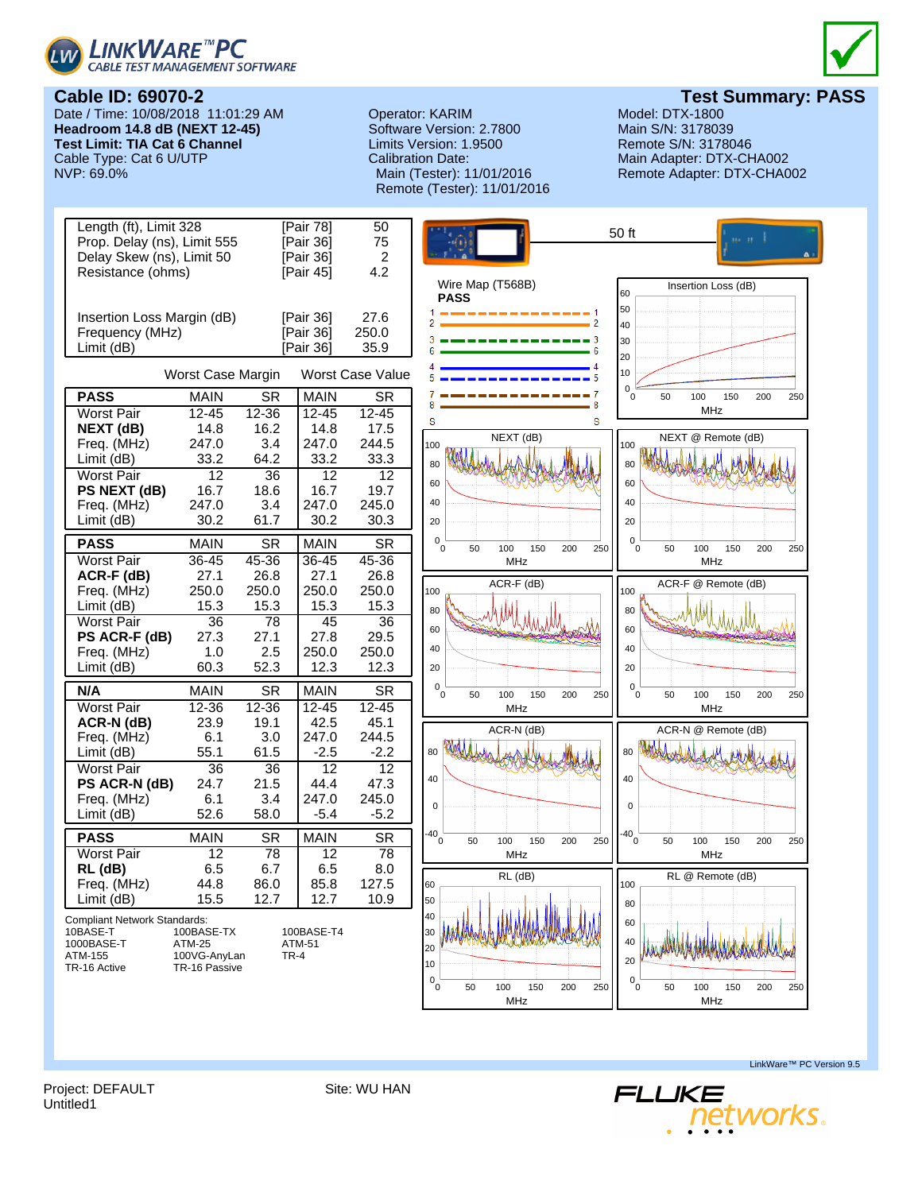LinkWare™ PC — Cable Test Management Software

## Cable ID: 69070-2

**Test Summary: PASS**

Date / Time: 10/08/2018 11:01:29 AM
**Headroom 14.8 dB (NEXT 12-45)**
**Test Limit: TIA Cat 6 Channel**
Cable Type: Cat 6 U/UTP
NVP: 69.0%

Operator: KARIM
Software Version: 2.7800
Limits Version: 1.9500
Calibration Date:
Main (Tester): 11/01/2016
Remote (Tester): 11/01/2016

Model: DTX-1800
Main S/N: 3178039
Remote S/N: 3178046
Main Adapter: DTX-CHA002
Remote Adapter: DTX-CHA002

| | | |
|---|---|---|
| Length (ft), Limit 328 | [Pair 78] | 50 |
| Prop. Delay (ns), Limit 555 | [Pair 36] | 75 |
| Delay Skew (ns), Limit 50 | [Pair 36] | 2 |
| Resistance (ohms) | [Pair 45] | 4.2 |
| Insertion Loss Margin (dB) | [Pair 36] | 27.6 |
| Frequency (MHz) | [Pair 36] | 250.0 |
| Limit (dB) | [Pair 36] | 35.9 |

| | Worst Case Margin | | Worst Case Value | |
|---|---|---|---|---|
| **PASS** | MAIN | SR | MAIN | SR |
| Worst Pair | 12-45 | 12-36 | 12-45 | 12-45 |
| **NEXT (dB)** | 14.8 | 16.2 | 14.8 | 17.5 |
| Freq. (MHz) | 247.0 | 3.4 | 247.0 | 244.5 |
| Limit (dB) | 33.2 | 64.2 | 33.2 | 33.3 |
| Worst Pair | 12 | 36 | 12 | 12 |
| **PS NEXT (dB)** | 16.7 | 18.6 | 16.7 | 19.7 |
| Freq. (MHz) | 247.0 | 3.4 | 247.0 | 245.0 |
| Limit (dB) | 30.2 | 61.7 | 30.2 | 30.3 |

| | | | | |
|---|---|---|---|---|
| **PASS** | MAIN | SR | MAIN | SR |
| Worst Pair | 36-45 | 45-36 | 36-45 | 45-36 |
| **ACR-F (dB)** | 27.1 | 26.8 | 27.1 | 26.8 |
| Freq. (MHz) | 250.0 | 250.0 | 250.0 | 250.0 |
| Limit (dB) | 15.3 | 15.3 | 15.3 | 15.3 |
| Worst Pair | 36 | 78 | 45 | 36 |
| **PS ACR-F (dB)** | 27.3 | 27.1 | 27.8 | 29.5 |
| Freq. (MHz) | 1.0 | 2.5 | 250.0 | 250.0 |
| Limit (dB) | 60.3 | 52.3 | 12.3 | 12.3 |

| | | | | |
|---|---|---|---|---|
| **N/A** | MAIN | SR | MAIN | SR |
| Worst Pair | 12-36 | 12-36 | 12-45 | 12-45 |
| **ACR-N (dB)** | 23.9 | 19.1 | 42.5 | 45.1 |
| Freq. (MHz) | 6.1 | 3.0 | 247.0 | 244.5 |
| Limit (dB) | 55.1 | 61.5 | -2.5 | -2.2 |
| Worst Pair | 36 | 36 | 12 | 12 |
| **PS ACR-N (dB)** | 24.7 | 21.5 | 44.4 | 47.3 |
| Freq. (MHz) | 6.1 | 3.4 | 247.0 | 245.0 |
| Limit (dB) | 52.6 | 58.0 | -5.4 | -5.2 |

| | | | | |
|---|---|---|---|---|
| **PASS** | MAIN | SR | MAIN | SR |
| Worst Pair | 12 | 78 | 12 | 78 |
| **RL (dB)** | 6.5 | 6.7 | 6.5 | 8.0 |
| Freq. (MHz) | 44.8 | 86.0 | 85.8 | 127.5 |
| Limit (dB) | 15.5 | 12.7 | 12.7 | 10.9 |

Compliant Network Standards:

| | | |
|---|---|---|
| 10BASE-T | 100BASE-TX | 100BASE-T4 |
| 1000BASE-T | ATM-25 | ATM-51 |
| ATM-155 | 100VG-AnyLan | TR-4 |
| TR-16 Active | TR-16 Passive | |

50 ft

Wire Map (T568B)
**PASS**

Insertion Loss (dB)

NEXT (dB)

NEXT @ Remote (dB)

ACR-F (dB)

ACR-F @ Remote (dB)

ACR-N (dB)

ACR-N @ Remote (dB)

RL (dB)

RL @ Remote (dB)

LinkWare™ PC Version 9.5

Project: DEFAULT
Untitled1

Site: WU HAN

FLUKE networks.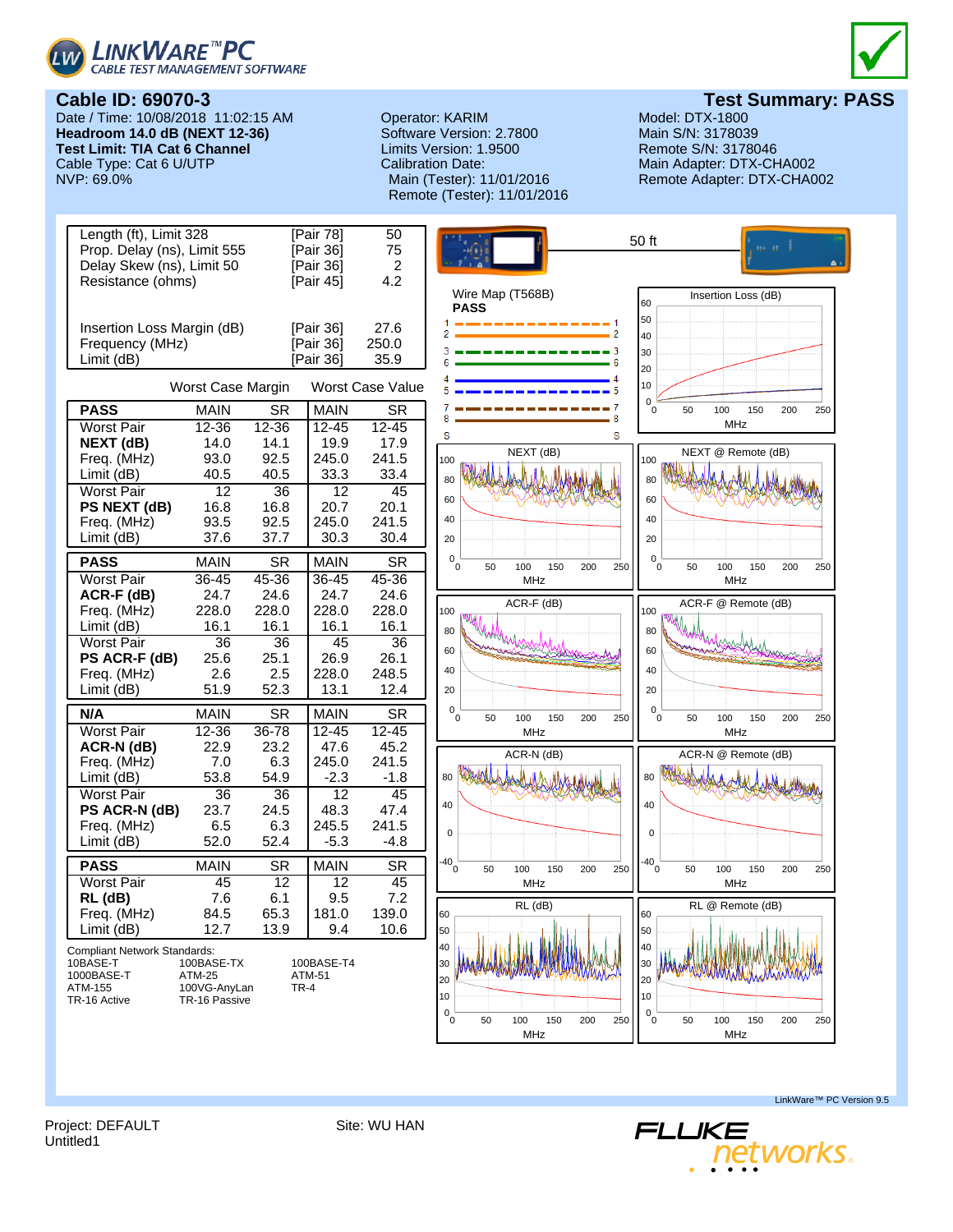# Cable ID: 69070-3

**Test Summary: PASS**

Date / Time: 10/08/2018 11:02:15 AM
**Headroom 14.0 dB (NEXT 12-36)**
**Test Limit: TIA Cat 6 Channel**
Cable Type: Cat 6 U/UTP
NVP: 69.0%

Operator: KARIM
Software Version: 2.7800
Limits Version: 1.9500
Calibration Date:
Main (Tester): 11/01/2016
Remote (Tester): 11/01/2016

Model: DTX-1800
Main S/N: 3178039
Remote S/N: 3178046
Main Adapter: DTX-CHA002
Remote Adapter: DTX-CHA002

| | | |
|---|---|---|
| Length (ft), Limit 328 | [Pair 78] | 50 |
| Prop. Delay (ns), Limit 555 | [Pair 36] | 75 |
| Delay Skew (ns), Limit 50 | [Pair 36] | 2 |
| Resistance (ohms) | [Pair 45] | 4.2 |
| Insertion Loss Margin (dB) | [Pair 36] | 27.6 |
| Frequency (MHz) | [Pair 36] | 250.0 |
| Limit (dB) | [Pair 36] | 35.9 |

| | Worst Case Margin | | Worst Case Value | |
|---|---|---|---|---|
| **PASS** | MAIN | SR | MAIN | SR |
| Worst Pair | 12-36 | 12-36 | 12-45 | 12-45 |
| **NEXT (dB)** | 14.0 | 14.1 | 19.9 | 17.9 |
| Freq. (MHz) | 93.0 | 92.5 | 245.0 | 241.5 |
| Limit (dB) | 40.5 | 40.5 | 33.3 | 33.4 |
| Worst Pair | 12 | 36 | 12 | 45 |
| **PS NEXT (dB)** | 16.8 | 16.8 | 20.7 | 20.1 |
| Freq. (MHz) | 93.5 | 92.5 | 245.0 | 241.5 |
| Limit (dB) | 37.6 | 37.7 | 30.3 | 30.4 |
| **PASS** | MAIN | SR | MAIN | SR |
| Worst Pair | 36-45 | 45-36 | 36-45 | 45-36 |
| **ACR-F (dB)** | 24.7 | 24.6 | 24.7 | 24.6 |
| Freq. (MHz) | 228.0 | 228.0 | 228.0 | 228.0 |
| Limit (dB) | 16.1 | 16.1 | 16.1 | 16.1 |
| Worst Pair | 36 | 36 | 45 | 36 |
| **PS ACR-F (dB)** | 25.6 | 25.1 | 26.9 | 26.1 |
| Freq. (MHz) | 2.6 | 2.5 | 228.0 | 248.5 |
| Limit (dB) | 51.9 | 52.3 | 13.1 | 12.4 |
| **N/A** | MAIN | SR | MAIN | SR |
| Worst Pair | 12-36 | 36-78 | 12-45 | 12-45 |
| **ACR-N (dB)** | 22.9 | 23.2 | 47.6 | 45.2 |
| Freq. (MHz) | 7.0 | 6.3 | 245.0 | 241.5 |
| Limit (dB) | 53.8 | 54.9 | -2.3 | -1.8 |
| Worst Pair | 36 | 36 | 12 | 45 |
| **PS ACR-N (dB)** | 23.7 | 24.5 | 48.3 | 47.4 |
| Freq. (MHz) | 6.5 | 6.3 | 245.5 | 241.5 |
| Limit (dB) | 52.0 | 52.4 | -5.3 | -4.8 |
| **PASS** | MAIN | SR | MAIN | SR |
| Worst Pair | 45 | 12 | 12 | 45 |
| **RL (dB)** | 7.6 | 6.1 | 9.5 | 7.2 |
| Freq. (MHz) | 84.5 | 65.3 | 181.0 | 139.0 |
| Limit (dB) | 12.7 | 13.9 | 9.4 | 10.6 |

Compliant Network Standards:

| | | |
|---|---|---|
| 10BASE-T | 100BASE-TX | 100BASE-T4 |
| 1000BASE-T | ATM-25 | ATM-51 |
| ATM-155 | 100VG-AnyLan | TR-4 |
| TR-16 Active | TR-16 Passive | |

50 ft

Wire Map (T568B)
**PASS**

Insertion Loss (dB)

NEXT (dB)

NEXT @ Remote (dB)

ACR-F (dB)

ACR-F @ Remote (dB)

ACR-N (dB)

ACR-N @ Remote (dB)

RL (dB)

RL @ Remote (dB)

LinkWare™ PC Version 9.5

Project: DEFAULT
Untitled1

Site: WU HAN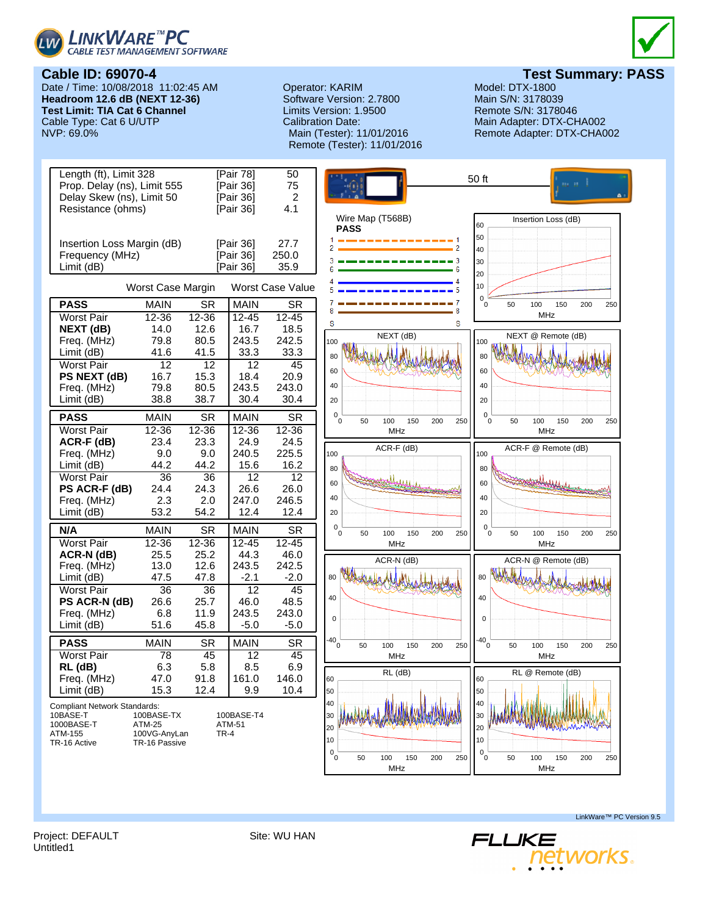LinkWare™ PC
CABLE TEST MANAGEMENT SOFTWARE

## Cable ID: 69070-4

## Test Summary: PASS

Date / Time: 10/08/2018 11:02:45 AM
**Headroom 12.6 dB (NEXT 12-36)**
**Test Limit: TIA Cat 6 Channel**
Cable Type: Cat 6 U/UTP
NVP: 69.0%

Operator: KARIM
Software Version: 2.7800
Limits Version: 1.9500
Calibration Date:
Main (Tester): 11/01/2016
Remote (Tester): 11/01/2016

Model: DTX-1800
Main S/N: 3178039
Remote S/N: 3178046
Main Adapter: DTX-CHA002
Remote Adapter: DTX-CHA002

| | | |
|---|---|---|
| Length (ft), Limit 328 | [Pair 78] | 50 |
| Prop. Delay (ns), Limit 555 | [Pair 36] | 75 |
| Delay Skew (ns), Limit 50 | [Pair 36] | 2 |
| Resistance (ohms) | [Pair 36] | 4.1 |
| Insertion Loss Margin (dB) | [Pair 36] | 27.7 |
| Frequency (MHz) | [Pair 36] | 250.0 |
| Limit (dB) | [Pair 36] | 35.9 |

| | Worst Case Margin | | Worst Case Value | |
|---|---|---|---|---|
| **PASS** | MAIN | SR | MAIN | SR |
| Worst Pair | 12-36 | 12-36 | 12-45 | 12-45 |
| **NEXT (dB)** | 14.0 | 12.6 | 16.7 | 18.5 |
| Freq. (MHz) | 79.8 | 80.5 | 243.5 | 242.5 |
| Limit (dB) | 41.6 | 41.5 | 33.3 | 33.3 |
| Worst Pair | 12 | 12 | 12 | 45 |
| **PS NEXT (dB)** | 16.7 | 15.3 | 18.4 | 20.9 |
| Freq. (MHz) | 79.8 | 80.5 | 243.5 | 243.0 |
| Limit (dB) | 38.8 | 38.7 | 30.4 | 30.4 |

| **PASS** | MAIN | SR | MAIN | SR |
|---|---|---|---|---|
| Worst Pair | 12-36 | 12-36 | 12-36 | 12-36 |
| **ACR-F (dB)** | 23.4 | 23.3 | 24.9 | 24.5 |
| Freq. (MHz) | 9.0 | 9.0 | 240.5 | 225.5 |
| Limit (dB) | 44.2 | 44.2 | 15.6 | 16.2 |
| Worst Pair | 36 | 36 | 12 | 12 |
| **PS ACR-F (dB)** | 24.4 | 24.3 | 26.6 | 26.0 |
| Freq. (MHz) | 2.3 | 2.0 | 247.0 | 246.5 |
| Limit (dB) | 53.2 | 54.2 | 12.4 | 12.4 |

| **N/A** | MAIN | SR | MAIN | SR |
|---|---|---|---|---|
| Worst Pair | 12-36 | 12-36 | 12-45 | 12-45 |
| **ACR-N (dB)** | 25.5 | 25.2 | 44.3 | 46.0 |
| Freq. (MHz) | 13.0 | 12.6 | 243.5 | 242.5 |
| Limit (dB) | 47.5 | 47.8 | -2.1 | -2.0 |
| Worst Pair | 36 | 36 | 12 | 45 |
| **PS ACR-N (dB)** | 26.6 | 25.7 | 46.0 | 48.5 |
| Freq. (MHz) | 6.8 | 11.9 | 243.5 | 243.0 |
| Limit (dB) | 51.6 | 45.8 | -5.0 | -5.0 |

| **PASS** | MAIN | SR | MAIN | SR |
|---|---|---|---|---|
| Worst Pair | 78 | 45 | 12 | 45 |
| **RL (dB)** | 6.3 | 5.8 | 8.5 | 6.9 |
| Freq. (MHz) | 47.0 | 91.8 | 161.0 | 146.0 |
| Limit (dB) | 15.3 | 12.4 | 9.9 | 10.4 |

Compliant Network Standards:

| | | |
|---|---|---|
| 10BASE-T | 100BASE-TX | 100BASE-T4 |
| 1000BASE-T | ATM-25 | ATM-51 |
| ATM-155 | 100VG-AnyLan | TR-4 |
| TR-16 Active | TR-16 Passive | |

50 ft

Wire Map (T568B)
**PASS**

Insertion Loss (dB)

NEXT (dB)

NEXT @ Remote (dB)

ACR-F (dB)

ACR-F @ Remote (dB)

ACR-N (dB)

ACR-N @ Remote (dB)

RL (dB)

RL @ Remote (dB)

LinkWare™ PC Version 9.5

Project: DEFAULT
Untitled1

Site: WU HAN

FLUKE networks.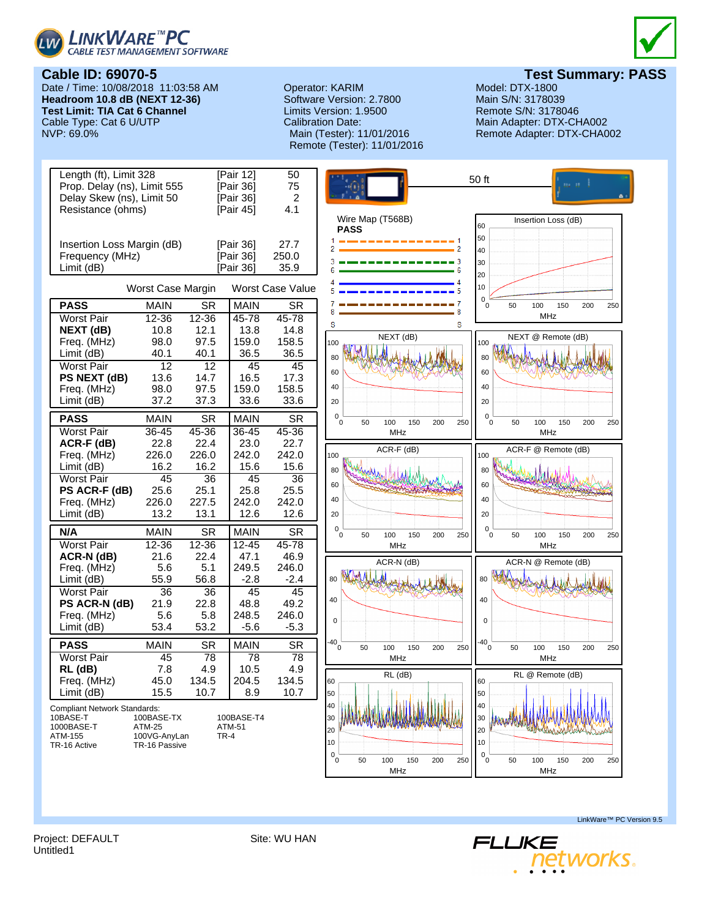# LinkWare™ PC
CABLE TEST MANAGEMENT SOFTWARE

## Cable ID: 69070-5

**Test Summary: PASS**

Date / Time: 10/08/2018 11:03:58 AM
**Headroom 10.8 dB (NEXT 12-36)**
**Test Limit: TIA Cat 6 Channel**
Cable Type: Cat 6 U/UTP
NVP: 69.0%

Operator: KARIM
Software Version: 2.7800
Limits Version: 1.9500
Calibration Date:
Main (Tester): 11/01/2016
Remote (Tester): 11/01/2016

Model: DTX-1800
Main S/N: 3178039
Remote S/N: 3178046
Main Adapter: DTX-CHA002
Remote Adapter: DTX-CHA002

| | | |
|---|---|---|
| Length (ft), Limit 328 | [Pair 12] | 50 |
| Prop. Delay (ns), Limit 555 | [Pair 36] | 75 |
| Delay Skew (ns), Limit 50 | [Pair 36] | 2 |
| Resistance (ohms) | [Pair 45] | 4.1 |
| Insertion Loss Margin (dB) | [Pair 36] | 27.7 |
| Frequency (MHz) | [Pair 36] | 250.0 |
| Limit (dB) | [Pair 36] | 35.9 |

| | Worst Case Margin | | Worst Case Value | |
|---|---|---|---|---|
| **PASS** | MAIN | SR | MAIN | SR |
| Worst Pair | 12-36 | 12-36 | 45-78 | 45-78 |
| **NEXT (dB)** | 10.8 | 12.1 | 13.8 | 14.8 |
| Freq. (MHz) | 98.0 | 97.5 | 159.0 | 158.5 |
| Limit (dB) | 40.1 | 40.1 | 36.5 | 36.5 |
| Worst Pair | 12 | 12 | 45 | 45 |
| **PS NEXT (dB)** | 13.6 | 14.7 | 16.5 | 17.3 |
| Freq. (MHz) | 98.0 | 97.5 | 159.0 | 158.5 |
| Limit (dB) | 37.2 | 37.3 | 33.6 | 33.6 |

| | | | | |
|---|---|---|---|---|
| **PASS** | MAIN | SR | MAIN | SR |
| Worst Pair | 36-45 | 45-36 | 36-45 | 45-36 |
| **ACR-F (dB)** | 22.8 | 22.4 | 23.0 | 22.7 |
| Freq. (MHz) | 226.0 | 226.0 | 242.0 | 242.0 |
| Limit (dB) | 16.2 | 16.2 | 15.6 | 15.6 |
| Worst Pair | 45 | 36 | 45 | 36 |
| **PS ACR-F (dB)** | 25.6 | 25.1 | 25.8 | 25.5 |
| Freq. (MHz) | 226.0 | 227.5 | 242.0 | 242.0 |
| Limit (dB) | 13.2 | 13.1 | 12.6 | 12.6 |

| | | | | |
|---|---|---|---|---|
| **N/A** | MAIN | SR | MAIN | SR |
| Worst Pair | 12-36 | 12-36 | 12-45 | 45-78 |
| **ACR-N (dB)** | 21.6 | 22.4 | 47.1 | 46.9 |
| Freq. (MHz) | 5.6 | 5.1 | 249.5 | 246.0 |
| Limit (dB) | 55.9 | 56.8 | -2.8 | -2.4 |
| Worst Pair | 36 | 36 | 45 | 45 |
| **PS ACR-N (dB)** | 21.9 | 22.8 | 48.8 | 49.2 |
| Freq. (MHz) | 5.6 | 5.8 | 248.5 | 246.0 |
| Limit (dB) | 53.4 | 53.2 | -5.6 | -5.3 |

| | | | | |
|---|---|---|---|---|
| **PASS** | MAIN | SR | MAIN | SR |
| Worst Pair | 45 | 78 | 78 | 78 |
| **RL (dB)** | 7.8 | 4.9 | 10.5 | 4.9 |
| Freq. (MHz) | 45.0 | 134.5 | 204.5 | 134.5 |
| Limit (dB) | 15.5 | 10.7 | 8.9 | 10.7 |

Compliant Network Standards:

| | | |
|---|---|---|
| 10BASE-T | 100BASE-TX | 100BASE-T4 |
| 1000BASE-T | ATM-25 | ATM-51 |
| ATM-155 | 100VG-AnyLan | TR-4 |
| TR-16 Active | TR-16 Passive | |

50 ft

Wire Map (T568B)
**PASS**

Insertion Loss (dB)

NEXT (dB)

NEXT @ Remote (dB)

ACR-F (dB)

ACR-F @ Remote (dB)

ACR-N (dB)

ACR-N @ Remote (dB)

RL (dB)

RL @ Remote (dB)

LinkWare™ PC Version 9.5

Project: DEFAULT
Untitled1

Site: WU HAN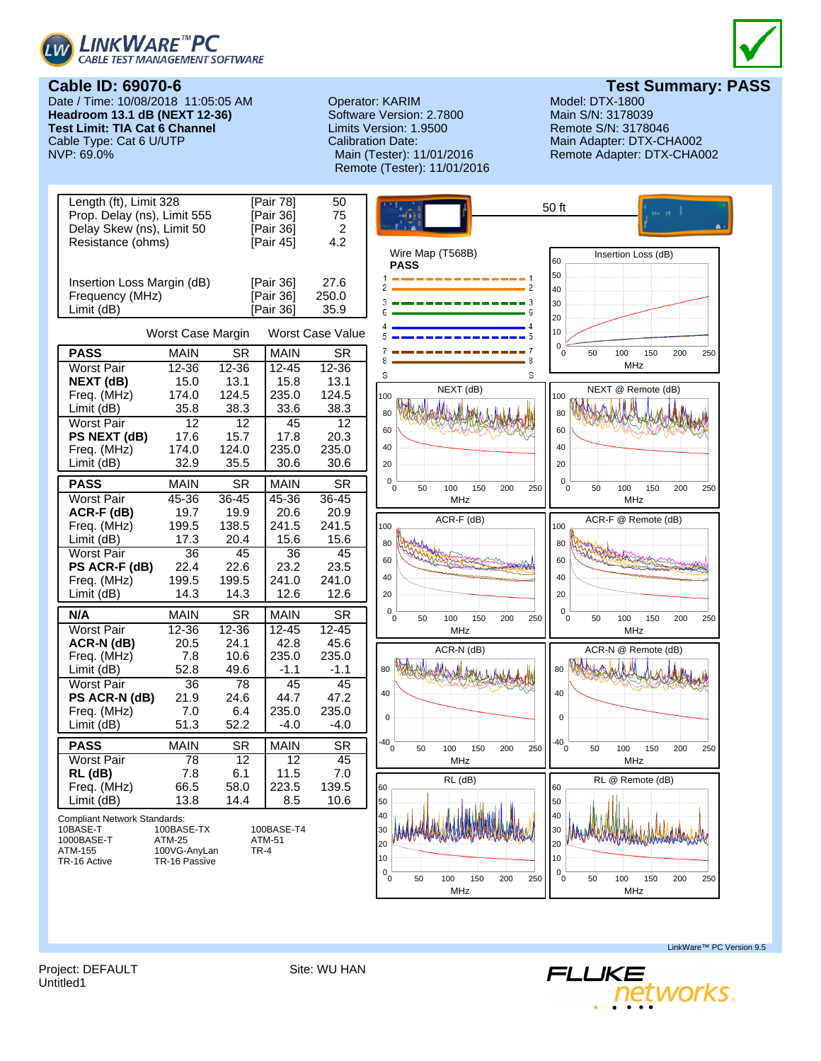LINKWARE™PC
CABLE TEST MANAGEMENT SOFTWARE

## Cable ID: 69070-6

## Test Summary: PASS

Date / Time: 10/08/2018 11:05:05 AM
**Headroom 13.1 dB (NEXT 12-36)**
**Test Limit: TIA Cat 6 Channel**
Cable Type: Cat 6 U/UTP
NVP: 69.0%

Operator: KARIM
Software Version: 2.7800
Limits Version: 1.9500
Calibration Date:
Main (Tester): 11/01/2016
Remote (Tester): 11/01/2016

Model: DTX-1800
Main S/N: 3178039
Remote S/N: 3178046
Main Adapter: DTX-CHA002
Remote Adapter: DTX-CHA002

| | | |
|---|---|---|
| Length (ft), Limit 328 | [Pair 78] | 50 |
| Prop. Delay (ns), Limit 555 | [Pair 36] | 75 |
| Delay Skew (ns), Limit 50 | [Pair 36] | 2 |
| Resistance (ohms) | [Pair 45] | 4.2 |
| Insertion Loss Margin (dB) | [Pair 36] | 27.6 |
| Frequency (MHz) | [Pair 36] | 250.0 |
| Limit (dB) | [Pair 36] | 35.9 |

| | Worst Case Margin | | Worst Case Value | |
|---|---|---|---|---|
| **PASS** | MAIN | SR | MAIN | SR |
| Worst Pair | 12-36 | 12-36 | 12-45 | 12-36 |
| **NEXT (dB)** | 15.0 | 13.1 | 15.8 | 13.1 |
| Freq. (MHz) | 174.0 | 124.5 | 235.0 | 124.5 |
| Limit (dB) | 35.8 | 38.3 | 33.6 | 38.3 |
| Worst Pair | 12 | 12 | 45 | 12 |
| **PS NEXT (dB)** | 17.6 | 15.7 | 17.8 | 20.3 |
| Freq. (MHz) | 174.0 | 124.0 | 235.0 | 235.0 |
| Limit (dB) | 32.9 | 35.5 | 30.6 | 30.6 |

| | | | | |
|---|---|---|---|---|
| **PASS** | MAIN | SR | MAIN | SR |
| Worst Pair | 45-36 | 36-45 | 45-36 | 36-45 |
| **ACR-F (dB)** | 19.7 | 19.9 | 20.6 | 20.9 |
| Freq. (MHz) | 199.5 | 138.5 | 241.5 | 241.5 |
| Limit (dB) | 17.3 | 20.4 | 15.6 | 15.6 |
| Worst Pair | 36 | 45 | 36 | 45 |
| **PS ACR-F (dB)** | 22.4 | 22.6 | 23.2 | 23.5 |
| Freq. (MHz) | 199.5 | 199.5 | 241.0 | 241.0 |
| Limit (dB) | 14.3 | 14.3 | 12.6 | 12.6 |

| | | | | |
|---|---|---|---|---|
| **N/A** | MAIN | SR | MAIN | SR |
| Worst Pair | 12-36 | 12-36 | 12-45 | 12-45 |
| **ACR-N (dB)** | 20.5 | 24.1 | 42.8 | 45.6 |
| Freq. (MHz) | 7.8 | 10.6 | 235.0 | 235.0 |
| Limit (dB) | 52.8 | 49.6 | -1.1 | -1.1 |
| Worst Pair | 36 | 78 | 45 | 45 |
| **PS ACR-N (dB)** | 21.9 | 24.6 | 44.7 | 47.2 |
| Freq. (MHz) | 7.0 | 6.4 | 235.0 | 235.0 |
| Limit (dB) | 51.3 | 52.2 | -4.0 | -4.0 |

| | | | | |
|---|---|---|---|---|
| **PASS** | MAIN | SR | MAIN | SR |
| Worst Pair | 78 | 12 | 12 | 45 |
| **RL (dB)** | 7.8 | 6.1 | 11.5 | 7.0 |
| Freq. (MHz) | 66.5 | 58.0 | 223.5 | 139.5 |
| Limit (dB) | 13.8 | 14.4 | 8.5 | 10.6 |

Compliant Network Standards:

| | | |
|---|---|---|
| 10BASE-T | 100BASE-TX | 100BASE-T4 |
| 1000BASE-T | ATM-25 | ATM-51 |
| ATM-155 | 100VG-AnyLan | TR-4 |
| TR-16 Active | TR-16 Passive | |

50 ft

Wire Map (T568B)
**PASS**
1 2 3 6 4 5 7 8 S

Insertion Loss (dB)
60 50 40 30 20 10 0
0 50 100 150 200 250
MHz

NEXT (dB)
100 80 60 40 20 0
0 50 100 150 200 250
MHz

NEXT @ Remote (dB)
100 80 60 40 20 0
0 50 100 150 200 250
MHz

ACR-F (dB)
100 80 60 40 20 0
0 50 100 150 200 250
MHz

ACR-F @ Remote (dB)
100 80 60 40 20 0
0 50 100 150 200 250
MHz

ACR-N (dB)
80 40 0 -40
0 50 100 150 200 250
MHz

ACR-N @ Remote (dB)
80 40 0 -40
0 50 100 150 200 250
MHz

RL (dB)
60 50 40 30 20 10 0
0 50 100 150 200 250
MHz

RL @ Remote (dB)
60 50 40 30 20 10 0
0 50 100 150 200 250
MHz

LinkWare™ PC Version 9.5

Project: DEFAULT
Untitled1

Site: WU HAN

FLUKE networks.